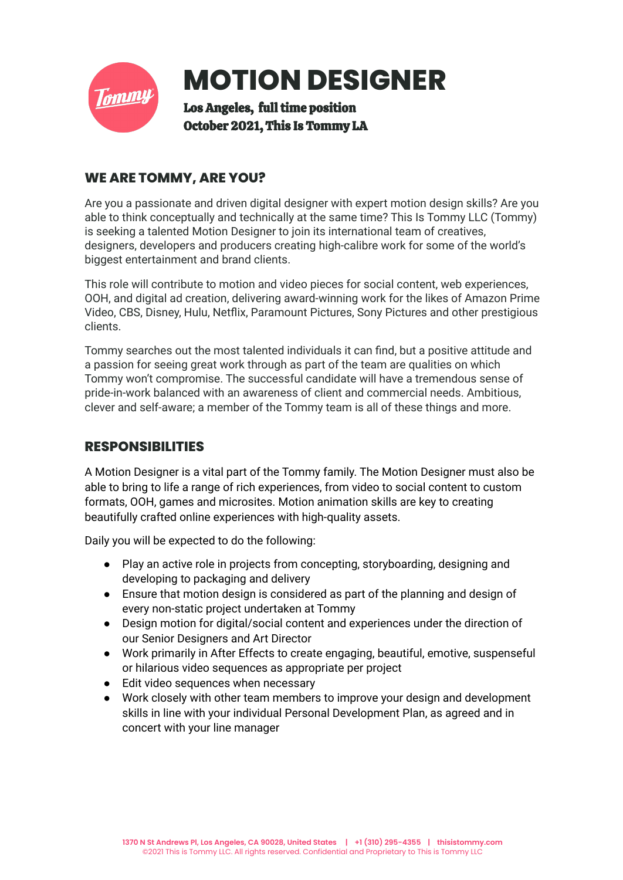# MOTION DESIGNER

**Los Angeles, full time position**
**October 2021, This Is Tommy LA**

## WE ARE TOMMY, ARE YOU?

Are you a passionate and driven digital designer with expert motion design skills? Are you able to think conceptually and technically at the same time? This Is Tommy LLC (Tommy) is seeking a talented Motion Designer to join its international team of creatives, designers, developers and producers creating high-calibre work for some of the world's biggest entertainment and brand clients.

This role will contribute to motion and video pieces for social content, web experiences, OOH, and digital ad creation, delivering award-winning work for the likes of Amazon Prime Video, CBS, Disney, Hulu, Netflix, Paramount Pictures, Sony Pictures and other prestigious clients.

Tommy searches out the most talented individuals it can find, but a positive attitude and a passion for seeing great work through as part of the team are qualities on which Tommy won't compromise. The successful candidate will have a tremendous sense of pride-in-work balanced with an awareness of client and commercial needs. Ambitious, clever and self-aware; a member of the Tommy team is all of these things and more.

## RESPONSIBILITIES

A Motion Designer is a vital part of the Tommy family. The Motion Designer must also be able to bring to life a range of rich experiences, from video to social content to custom formats, OOH, games and microsites. Motion animation skills are key to creating beautifully crafted online experiences with high-quality assets.

Daily you will be expected to do the following:

- Play an active role in projects from concepting, storyboarding, designing and developing to packaging and delivery
- Ensure that motion design is considered as part of the planning and design of every non-static project undertaken at Tommy
- Design motion for digital/social content and experiences under the direction of our Senior Designers and Art Director
- Work primarily in After Effects to create engaging, beautiful, emotive, suspenseful or hilarious video sequences as appropriate per project
- Edit video sequences when necessary
- Work closely with other team members to improve your design and development skills in line with your individual Personal Development Plan, as agreed and in concert with your line manager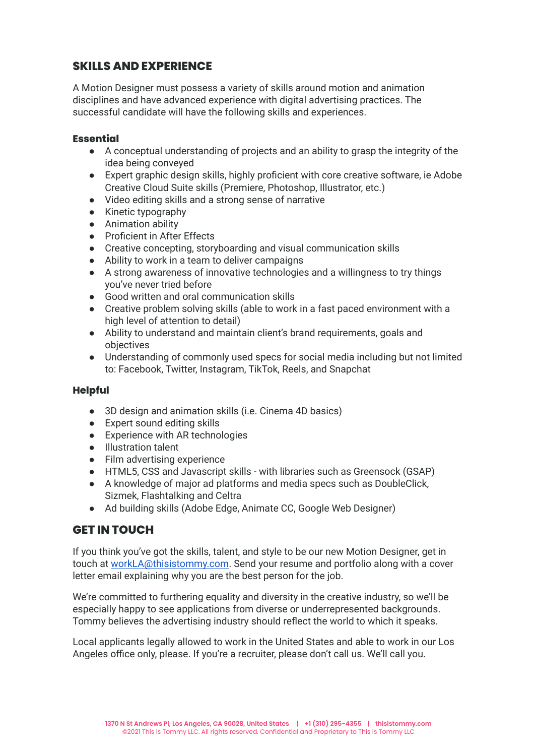## SKILLS AND EXPERIENCE

A Motion Designer must possess a variety of skills around motion and animation disciplines and have advanced experience with digital advertising practices. The successful candidate will have the following skills and experiences.

### Essential

- A conceptual understanding of projects and an ability to grasp the integrity of the idea being conveyed
- Expert graphic design skills, highly proficient with core creative software, ie Adobe Creative Cloud Suite skills (Premiere, Photoshop, Illustrator, etc.)
- Video editing skills and a strong sense of narrative
- Kinetic typography
- Animation ability
- Proficient in After Effects
- Creative concepting, storyboarding and visual communication skills
- Ability to work in a team to deliver campaigns
- A strong awareness of innovative technologies and a willingness to try things you've never tried before
- Good written and oral communication skills
- Creative problem solving skills (able to work in a fast paced environment with a high level of attention to detail)
- Ability to understand and maintain client's brand requirements, goals and objectives
- Understanding of commonly used specs for social media including but not limited to: Facebook, Twitter, Instagram, TikTok, Reels, and Snapchat

### Helpful

- 3D design and animation skills (i.e. Cinema 4D basics)
- Expert sound editing skills
- Experience with AR technologies
- Illustration talent
- Film advertising experience
- HTML5, CSS and Javascript skills - with libraries such as Greensock (GSAP)
- A knowledge of major ad platforms and media specs such as DoubleClick, Sizmek, Flashtalking and Celtra
- Ad building skills (Adobe Edge, Animate CC, Google Web Designer)

## GET IN TOUCH

If you think you've got the skills, talent, and style to be our new Motion Designer, get in touch at workLA@thisistommy.com. Send your resume and portfolio along with a cover letter email explaining why you are the best person for the job.

We're committed to furthering equality and diversity in the creative industry, so we'll be especially happy to see applications from diverse or underrepresented backgrounds. Tommy believes the advertising industry should reflect the world to which it speaks.

Local applicants legally allowed to work in the United States and able to work in our Los Angeles office only, please. If you're a recruiter, please don't call us. We'll call you.